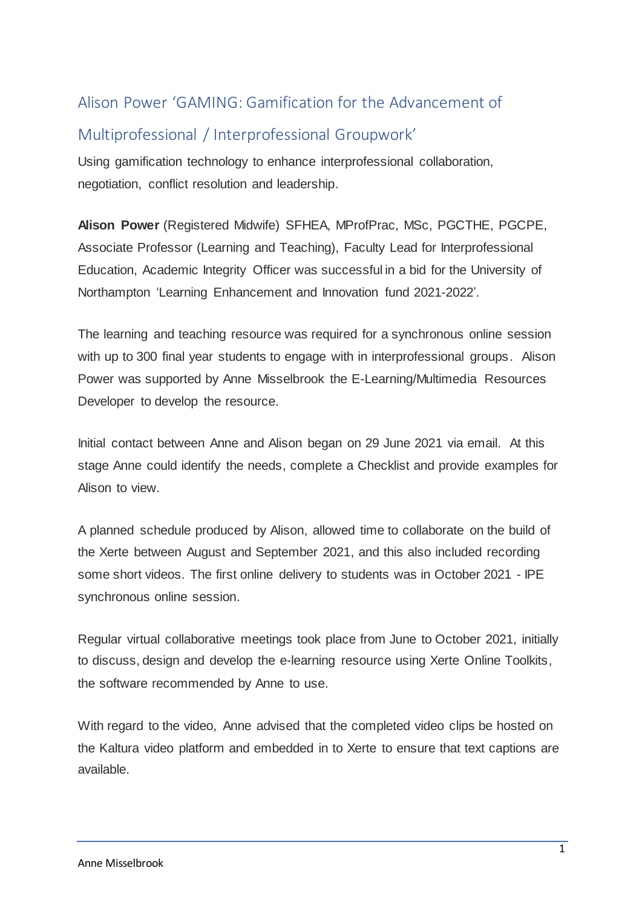# Alison Power 'GAMING: Gamification for the Advancement of Multiprofessional / Interprofessional Groupwork'

Using gamification technology to enhance interprofessional collaboration, negotiation, conflict resolution and leadership.

**Alison Power** (Registered Midwife) SFHEA, MProfPrac, MSc, PGCTHE, PGCPE, Associate Professor (Learning and Teaching), Faculty Lead for Interprofessional Education, Academic Integrity Officer was successful in a bid for the University of Northampton 'Learning Enhancement and Innovation fund 2021-2022'.

The learning and teaching resource was required for a synchronous online session with up to 300 final year students to engage with in interprofessional groups. Alison Power was supported by Anne Misselbrook the E-Learning/Multimedia Resources Developer to develop the resource.

Initial contact between Anne and Alison began on 29 June 2021 via email. At this stage Anne could identify the needs, complete a Checklist and provide examples for Alison to view.

A planned schedule produced by Alison, allowed time to collaborate on the build of the Xerte between August and September 2021, and this also included recording some short videos. The first online delivery to students was in October 2021 - IPE synchronous online session.

Regular virtual collaborative meetings took place from June to October 2021, initially to discuss, design and develop the e-learning resource using Xerte Online Toolkits, the software recommended by Anne to use.

With regard to the video, Anne advised that the completed video clips be hosted on the Kaltura video platform and embedded in to Xerte to ensure that text captions are available.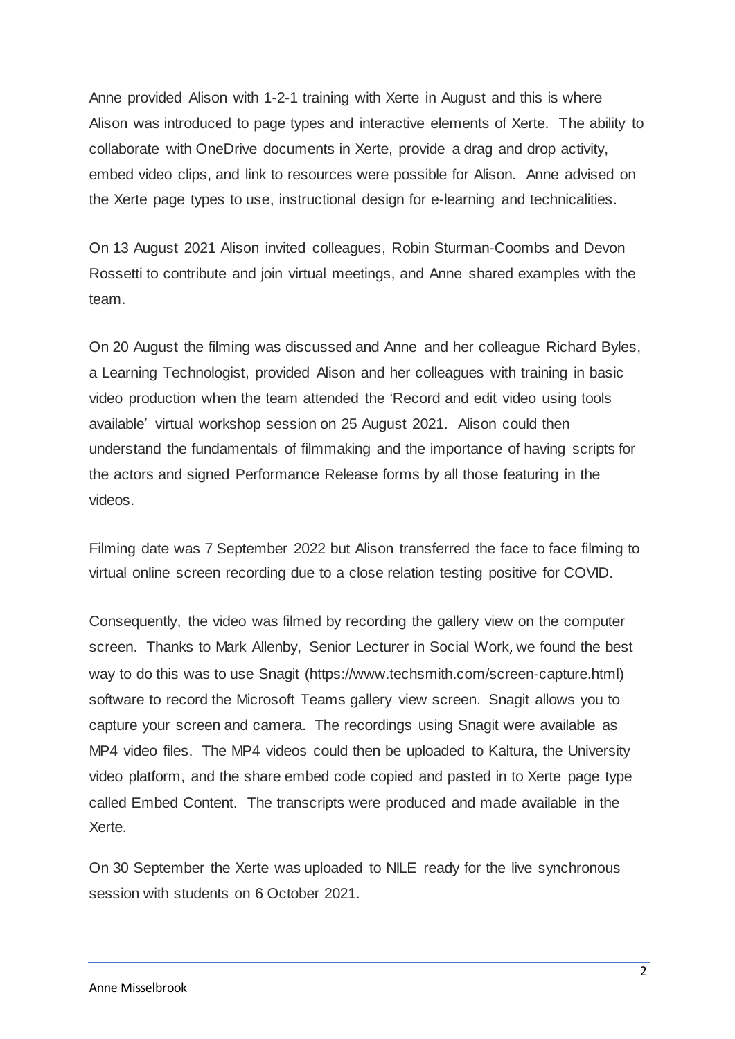Anne provided Alison with 1-2-1 training with Xerte in August and this is where Alison was introduced to page types and interactive elements of Xerte. The ability to collaborate with OneDrive documents in Xerte, provide a drag and drop activity, embed video clips, and link to resources were possible for Alison. Anne advised on the Xerte page types to use, instructional design for e-learning and technicalities.

On 13 August 2021 Alison invited colleagues, Robin Sturman-Coombs and Devon Rossetti to contribute and join virtual meetings, and Anne shared examples with the team.

On 20 August the filming was discussed and Anne and her colleague Richard Byles, a Learning Technologist, provided Alison and her colleagues with training in basic video production when the team attended the 'Record and edit video using tools available' virtual workshop session on 25 August 2021. Alison could then understand the fundamentals of filmmaking and the importance of having scripts for the actors and signed Performance Release forms by all those featuring in the videos.

Filming date was 7 September 2022 but Alison transferred the face to face filming to virtual online screen recording due to a close relation testing positive for COVID.

Consequently, the video was filmed by recording the gallery view on the computer screen. Thanks to Mark Allenby, Senior Lecturer in Social Work, we found the best way to do this was to use Snagit (https://www.techsmith.com/screen-capture.html) software to record the Microsoft Teams gallery view screen. Snagit allows you to capture your screen and camera. The recordings using Snagit were available as MP4 video files. The MP4 videos could then be uploaded to Kaltura, the University video platform, and the share embed code copied and pasted in to Xerte page type called Embed Content. The transcripts were produced and made available in the Xerte.

On 30 September the Xerte was uploaded to NILE ready for the live synchronous session with students on 6 October 2021.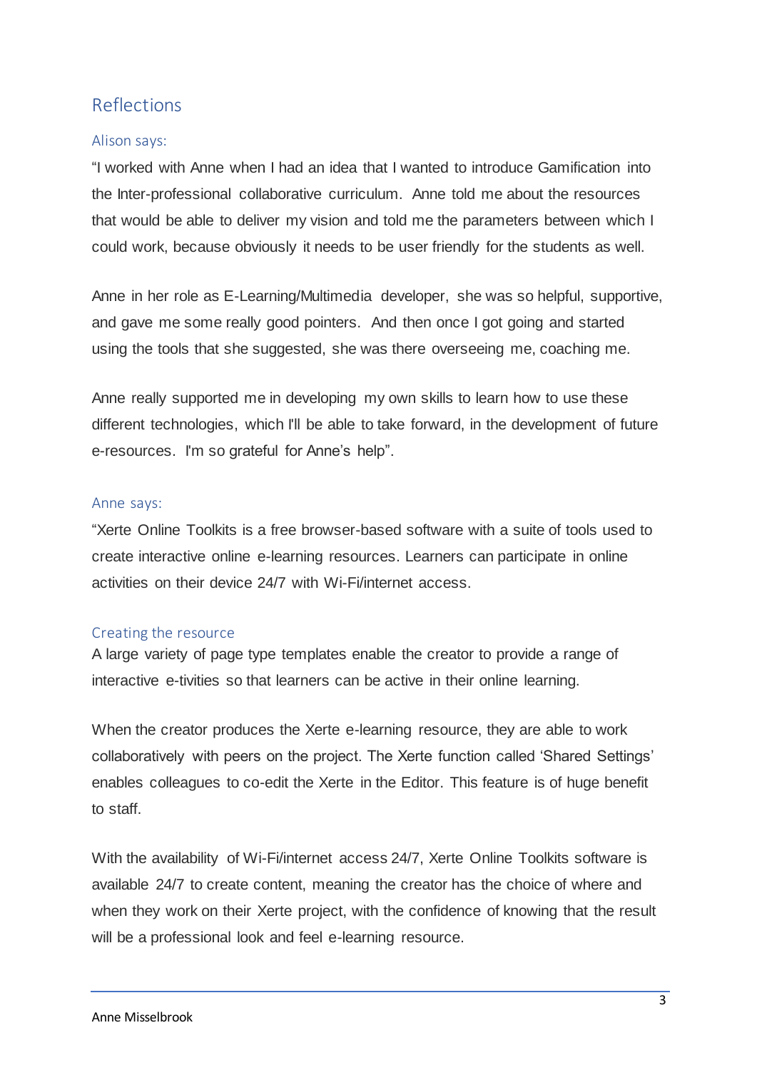## Reflections

### Alison says:

"I worked with Anne when I had an idea that I wanted to introduce Gamification into the Inter-professional collaborative curriculum. Anne told me about the resources that would be able to deliver my vision and told me the parameters between which I could work, because obviously it needs to be user friendly for the students as well.

Anne in her role as E-Learning/Multimedia developer, she was so helpful, supportive, and gave me some really good pointers. And then once I got going and started using the tools that she suggested, she was there overseeing me, coaching me.

Anne really supported me in developing my own skills to learn how to use these different technologies, which I'll be able to take forward, in the development of future e-resources. I'm so grateful for Anne's help".

### Anne says:

"Xerte Online Toolkits is a free browser-based software with a suite of tools used to create interactive online e-learning resources. Learners can participate in online activities on their device 24/7 with Wi-Fi/internet access.

### Creating the resource

A large variety of page type templates enable the creator to provide a range of interactive e-tivities so that learners can be active in their online learning.

When the creator produces the Xerte e-learning resource, they are able to work collaboratively with peers on the project. The Xerte function called 'Shared Settings' enables colleagues to co-edit the Xerte in the Editor. This feature is of huge benefit to staff.

With the availability of Wi-Fi/internet access 24/7, Xerte Online Toolkits software is available 24/7 to create content, meaning the creator has the choice of where and when they work on their Xerte project, with the confidence of knowing that the result will be a professional look and feel e-learning resource.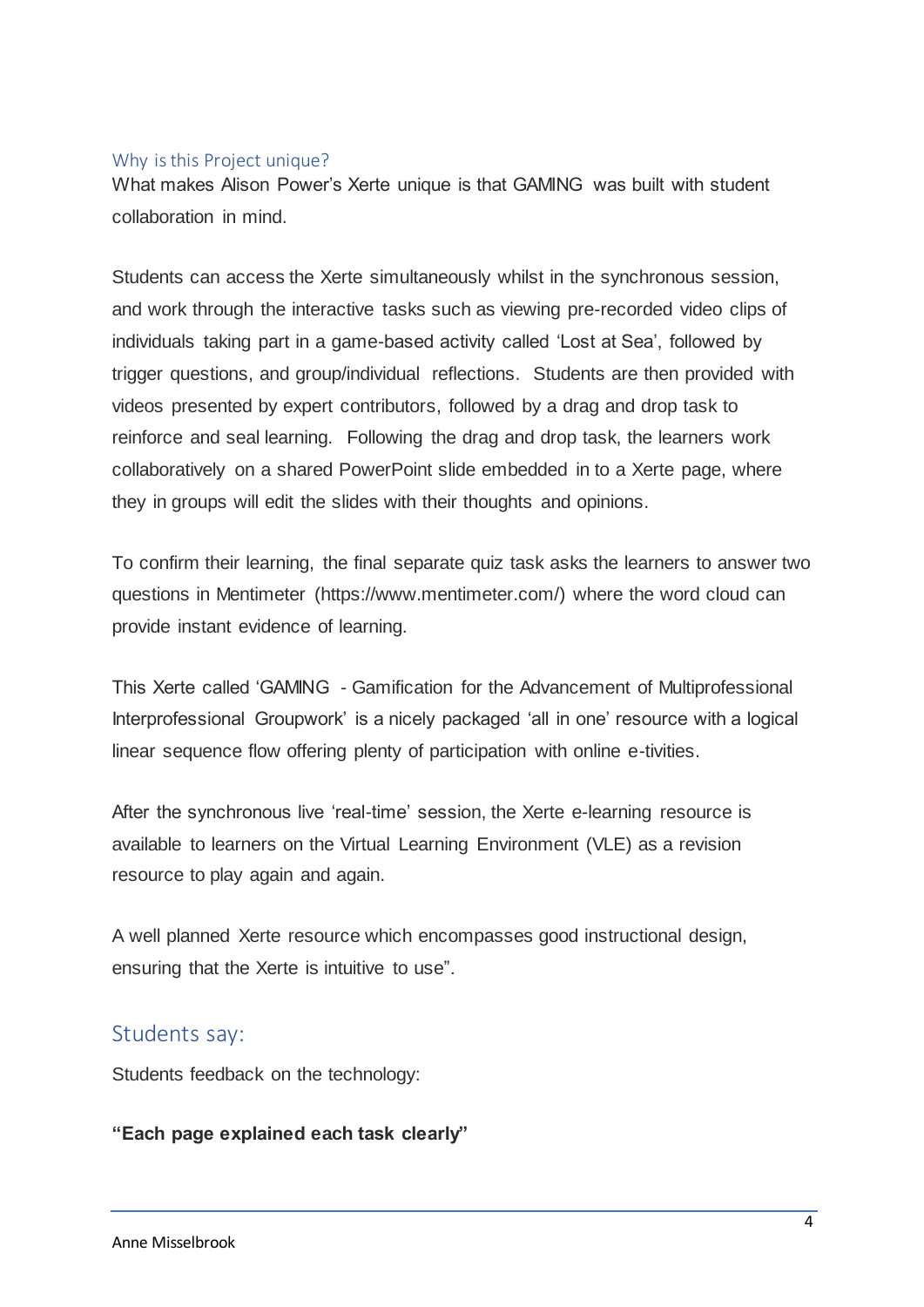## Why is this Project unique?

What makes Alison Power's Xerte unique is that GAMING was built with student collaboration in mind.

Students can access the Xerte simultaneously whilst in the synchronous session, and work through the interactive tasks such as viewing pre-recorded video clips of individuals taking part in a game-based activity called 'Lost at Sea', followed by trigger questions, and group/individual reflections. Students are then provided with videos presented by expert contributors, followed by a drag and drop task to reinforce and seal learning. Following the drag and drop task, the learners work collaboratively on a shared PowerPoint slide embedded in to a Xerte page, where they in groups will edit the slides with their thoughts and opinions.

To confirm their learning, the final separate quiz task asks the learners to answer two questions in Mentimeter (https://www.mentimeter.com/) where the word cloud can provide instant evidence of learning.

This Xerte called 'GAMING - Gamification for the Advancement of Multiprofessional Interprofessional Groupwork' is a nicely packaged 'all in one' resource with a logical linear sequence flow offering plenty of participation with online e-tivities.

After the synchronous live 'real-time' session, the Xerte e-learning resource is available to learners on the Virtual Learning Environment (VLE) as a revision resource to play again and again.

A well planned Xerte resource which encompasses good instructional design, ensuring that the Xerte is intuitive to use".

## Students say:

Students feedback on the technology:

**"Each page explained each task clearly"**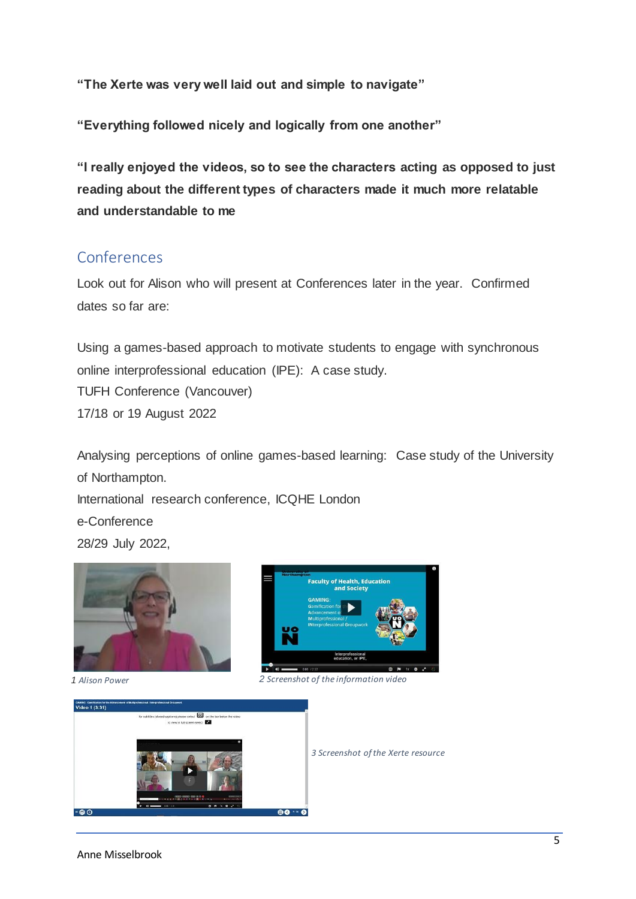**“The Xerte was very well laid out and simple to navigate”**

**“Everything followed nicely and logically from one another”**

**“I really enjoyed the videos, so to see the characters acting as opposed to just reading about the different types of characters made it much more relatable and understandable to me**

## Conferences

Look out for Alison who will present at Conferences later in the year. Confirmed dates so far are:

Using a games-based approach to motivate students to engage with synchronous online interprofessional education (IPE): A case study.
TUFH Conference (Vancouver)
17/18 or 19 August 2022

Analysing perceptions of online games-based learning: Case study of the University of Northampton.
International research conference, ICQHE London
e-Conference
28/29 July 2022,

*1 Alison Power*

*2 Screenshot of the information video*

*3 Screenshot of the Xerte resource*

Anne Misselbrook